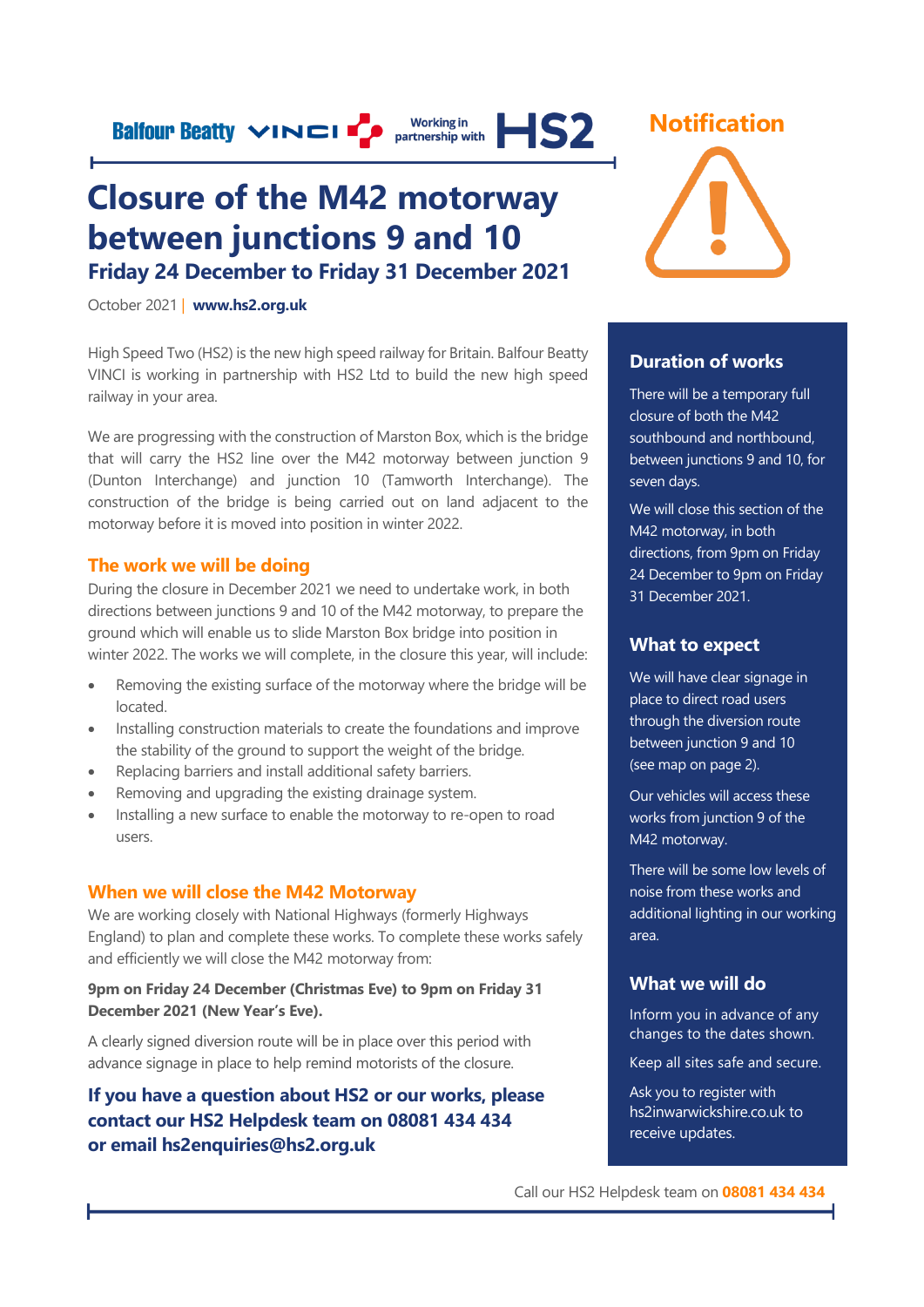Balfour Beatty VINCI Working in partnership with HS2

Notification

# Closure of the M42 motorway between junctions 9 and 10

## Friday 24 December to Friday 31 December 2021

October 2021 | **www.hs2.org.uk**

High Speed Two (HS2) is the new high speed railway for Britain. Balfour Beatty VINCI is working in partnership with HS2 Ltd to build the new high speed railway in your area.

We are progressing with the construction of Marston Box, which is the bridge that will carry the HS2 line over the M42 motorway between junction 9 (Dunton Interchange) and junction 10 (Tamworth Interchange). The construction of the bridge is being carried out on land adjacent to the motorway before it is moved into position in winter 2022.

### The work we will be doing

During the closure in December 2021 we need to undertake work, in both directions between junctions 9 and 10 of the M42 motorway, to prepare the ground which will enable us to slide Marston Box bridge into position in winter 2022. The works we will complete, in the closure this year, will include:

- Removing the existing surface of the motorway where the bridge will be located.
- Installing construction materials to create the foundations and improve the stability of the ground to support the weight of the bridge.
- Replacing barriers and install additional safety barriers.
- Removing and upgrading the existing drainage system.
- Installing a new surface to enable the motorway to re-open to road users.

### When we will close the M42 Motorway

We are working closely with National Highways (formerly Highways England) to plan and complete these works. To complete these works safely and efficiently we will close the M42 motorway from:

**9pm on Friday 24 December (Christmas Eve) to 9pm on Friday 31 December 2021 (New Year's Eve).**

A clearly signed diversion route will be in place over this period with advance signage in place to help remind motorists of the closure.

**If you have a question about HS2 or our works, please contact our HS2 Helpdesk team on 08081 434 434 or email hs2enquiries@hs2.org.uk**

### Duration of works

There will be a temporary full closure of both the M42 southbound and northbound, between junctions 9 and 10, for seven days.

We will close this section of the M42 motorway, in both directions, from 9pm on Friday 24 December to 9pm on Friday 31 December 2021.

### What to expect

We will have clear signage in place to direct road users through the diversion route between junction 9 and 10 (see map on page 2).

Our vehicles will access these works from junction 9 of the M42 motorway.

There will be some low levels of noise from these works and additional lighting in our working area.

### What we will do

Inform you in advance of any changes to the dates shown.

Keep all sites safe and secure.

Ask you to register with hs2inwarwickshire.co.uk to receive updates.

Call our HS2 Helpdesk team on **08081 434 434**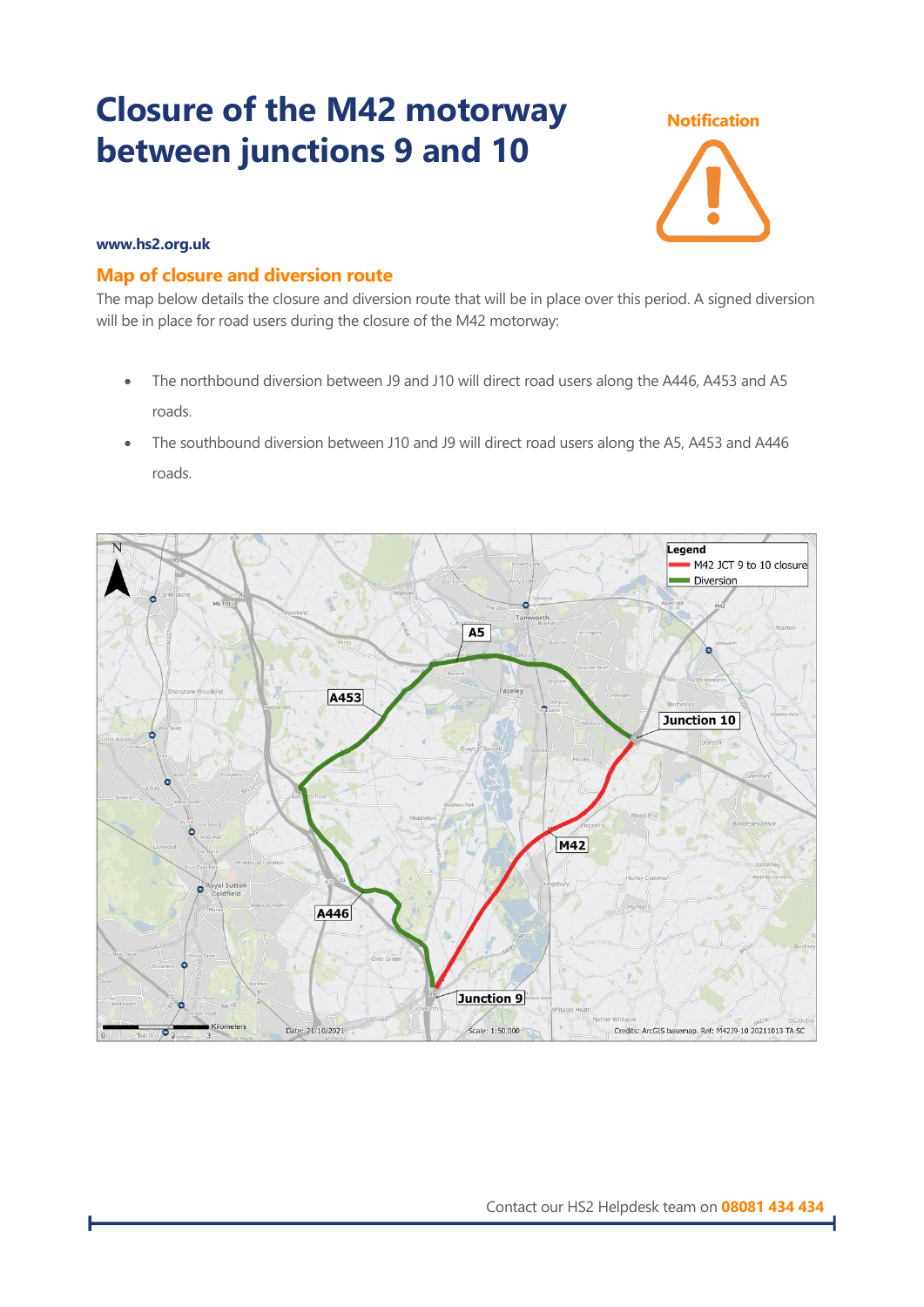# Closure of the M42 motorway between junctions 9 and 10

Notification

www.hs2.org.uk

## Map of closure and diversion route

The map below details the closure and diversion route that will be in place over this period. A signed diversion will be in place for road users during the closure of the M42 motorway:

- The northbound diversion between J9 and J10 will direct road users along the A446, A453 and A5 roads.
- The southbound diversion between J10 and J9 will direct road users along the A5, A453 and A446 roads.

Contact our HS2 Helpdesk team on **08081 434 434**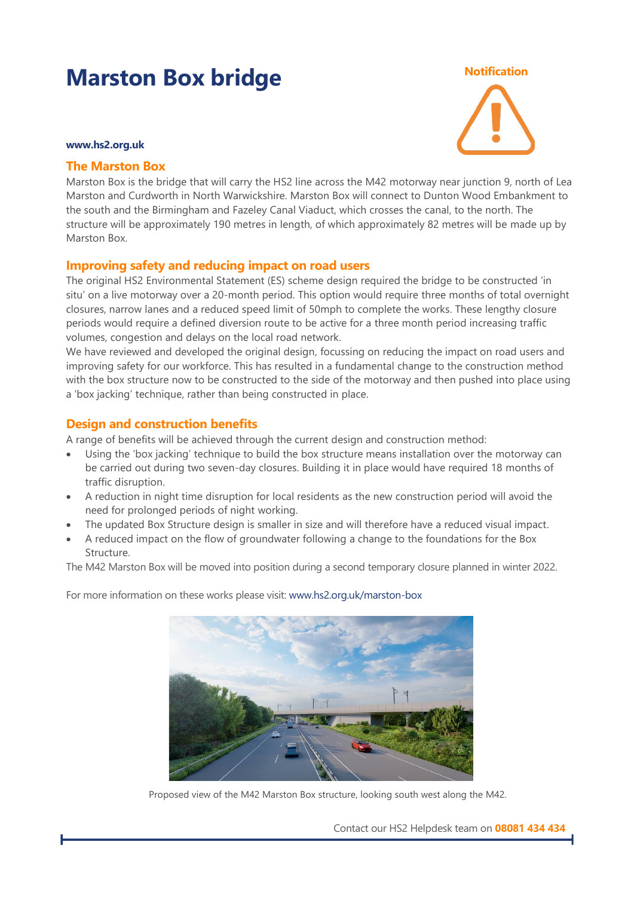# Marston Box bridge

**Notification**

**www.hs2.org.uk**

## The Marston Box

Marston Box is the bridge that will carry the HS2 line across the M42 motorway near junction 9, north of Lea Marston and Curdworth in North Warwickshire. Marston Box will connect to Dunton Wood Embankment to the south and the Birmingham and Fazeley Canal Viaduct, which crosses the canal, to the north. The structure will be approximately 190 metres in length, of which approximately 82 metres will be made up by Marston Box.

## Improving safety and reducing impact on road users

The original HS2 Environmental Statement (ES) scheme design required the bridge to be constructed 'in situ' on a live motorway over a 20-month period. This option would require three months of total overnight closures, narrow lanes and a reduced speed limit of 50mph to complete the works. These lengthy closure periods would require a defined diversion route to be active for a three month period increasing traffic volumes, congestion and delays on the local road network.

We have reviewed and developed the original design, focussing on reducing the impact on road users and improving safety for our workforce. This has resulted in a fundamental change to the construction method with the box structure now to be constructed to the side of the motorway and then pushed into place using a 'box jacking' technique, rather than being constructed in place.

## Design and construction benefits

A range of benefits will be achieved through the current design and construction method:

- Using the 'box jacking' technique to build the box structure means installation over the motorway can be carried out during two seven-day closures. Building it in place would have required 18 months of traffic disruption.
- A reduction in night time disruption for local residents as the new construction period will avoid the need for prolonged periods of night working.
- The updated Box Structure design is smaller in size and will therefore have a reduced visual impact.
- A reduced impact on the flow of groundwater following a change to the foundations for the Box Structure.

The M42 Marston Box will be moved into position during a second temporary closure planned in winter 2022.

For more information on these works please visit: www.hs2.org.uk/marston-box

Proposed view of the M42 Marston Box structure, looking south west along the M42.

Contact our HS2 Helpdesk team on **08081 434 434**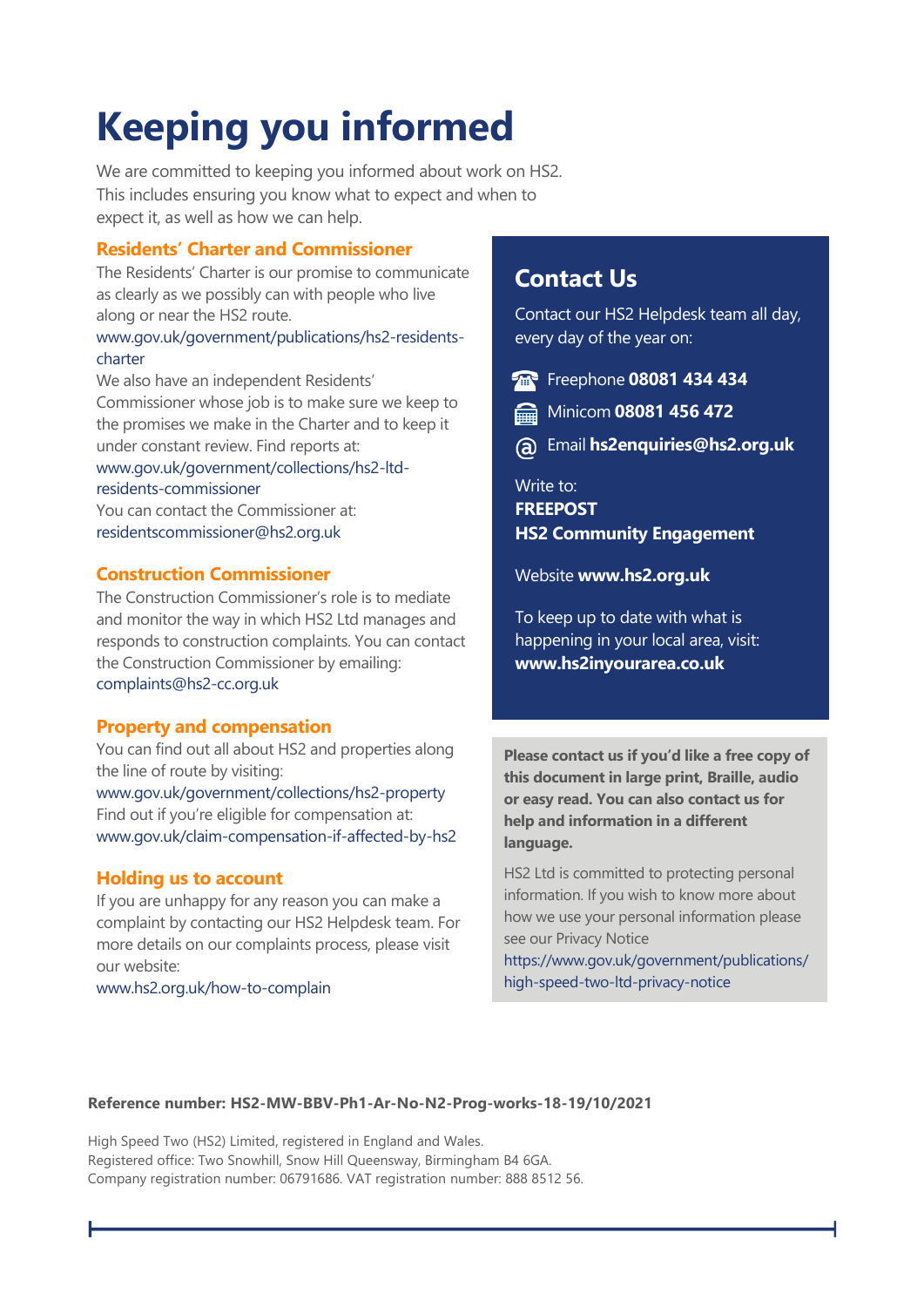# Keeping you informed

We are committed to keeping you informed about work on HS2. This includes ensuring you know what to expect and when to expect it, as well as how we can help.

## Residents' Charter and Commissioner

The Residents' Charter is our promise to communicate as clearly as we possibly can with people who live along or near the HS2 route.
www.gov.uk/government/publications/hs2-residents-charter

We also have an independent Residents' Commissioner whose job is to make sure we keep to the promises we make in the Charter and to keep it under constant review. Find reports at:
www.gov.uk/government/collections/hs2-ltd-residents-commissioner

You can contact the Commissioner at:
residentscommissioner@hs2.org.uk

## Construction Commissioner

The Construction Commissioner's role is to mediate and monitor the way in which HS2 Ltd manages and responds to construction complaints. You can contact the Construction Commissioner by emailing:
complaints@hs2-cc.org.uk

## Property and compensation

You can find out all about HS2 and properties along the line of route by visiting:
www.gov.uk/government/collections/hs2-property

Find out if you're eligible for compensation at:
www.gov.uk/claim-compensation-if-affected-by-hs2

## Holding us to account

If you are unhappy for any reason you can make a complaint by contacting our HS2 Helpdesk team. For more details on our complaints process, please visit our website:
www.hs2.org.uk/how-to-complain

## Contact Us

Contact our HS2 Helpdesk team all day, every day of the year on:

- Freephone **08081 434 434**
- Minicom **08081 456 472**
- Email **hs2enquiries@hs2.org.uk**

Write to:
**FREEPOST**
**HS2 Community Engagement**

Website **www.hs2.org.uk**

To keep up to date with what is happening in your local area, visit:
**www.hs2inyourarea.co.uk**

**Please contact us if you'd like a free copy of this document in large print, Braille, audio or easy read. You can also contact us for help and information in a different language.**

HS2 Ltd is committed to protecting personal information. If you wish to know more about how we use your personal information please see our Privacy Notice
https://www.gov.uk/government/publications/high-speed-two-ltd-privacy-notice

**Reference number: HS2-MW-BBV-Ph1-Ar-No-N2-Prog-works-18-19/10/2021**

High Speed Two (HS2) Limited, registered in England and Wales.
Registered office: Two Snowhill, Snow Hill Queensway, Birmingham B4 6GA.
Company registration number: 06791686. VAT registration number: 888 8512 56.